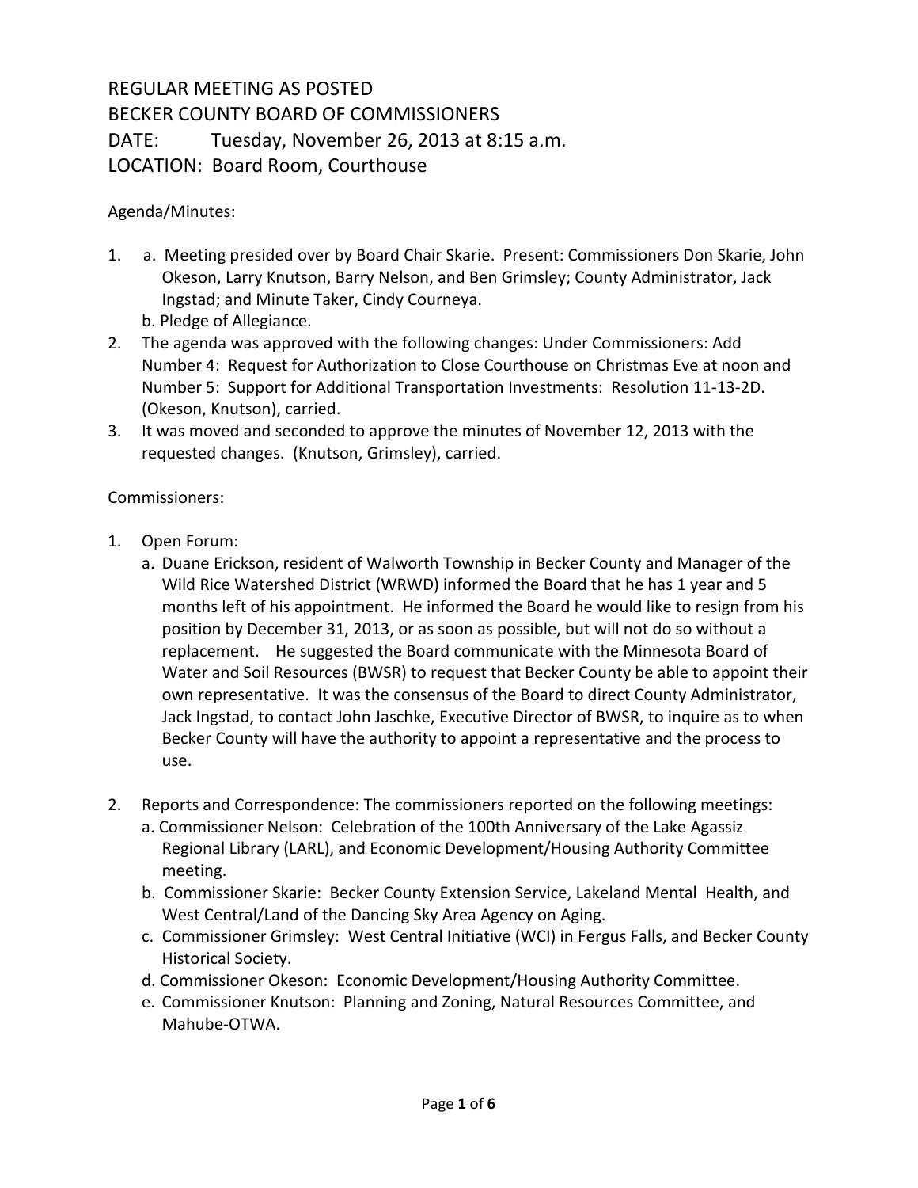REGULAR MEETING AS POSTED
BECKER COUNTY BOARD OF COMMISSIONERS
DATE: Tuesday, November 26, 2013 at 8:15 a.m.
LOCATION: Board Room, Courthouse

Agenda/Minutes:

1. a. Meeting presided over by Board Chair Skarie. Present: Commissioners Don Skarie, John Okeson, Larry Knutson, Barry Nelson, and Ben Grimsley; County Administrator, Jack Ingstad; and Minute Taker, Cindy Courneya.
   b. Pledge of Allegiance.
2. The agenda was approved with the following changes: Under Commissioners: Add Number 4: Request for Authorization to Close Courthouse on Christmas Eve at noon and Number 5: Support for Additional Transportation Investments: Resolution 11-13-2D. (Okeson, Knutson), carried.
3. It was moved and seconded to approve the minutes of November 12, 2013 with the requested changes. (Knutson, Grimsley), carried.

Commissioners:

1. Open Forum:
   a. Duane Erickson, resident of Walworth Township in Becker County and Manager of the Wild Rice Watershed District (WRWD) informed the Board that he has 1 year and 5 months left of his appointment. He informed the Board he would like to resign from his position by December 31, 2013, or as soon as possible, but will not do so without a replacement. He suggested the Board communicate with the Minnesota Board of Water and Soil Resources (BWSR) to request that Becker County be able to appoint their own representative. It was the consensus of the Board to direct County Administrator, Jack Ingstad, to contact John Jaschke, Executive Director of BWSR, to inquire as to when Becker County will have the authority to appoint a representative and the process to use.

2. Reports and Correspondence: The commissioners reported on the following meetings:
   a. Commissioner Nelson: Celebration of the 100th Anniversary of the Lake Agassiz Regional Library (LARL), and Economic Development/Housing Authority Committee meeting.
   b. Commissioner Skarie: Becker County Extension Service, Lakeland Mental Health, and West Central/Land of the Dancing Sky Area Agency on Aging.
   c. Commissioner Grimsley: West Central Initiative (WCI) in Fergus Falls, and Becker County Historical Society.
   d. Commissioner Okeson: Economic Development/Housing Authority Committee.
   e. Commissioner Knutson: Planning and Zoning, Natural Resources Committee, and Mahube-OTWA.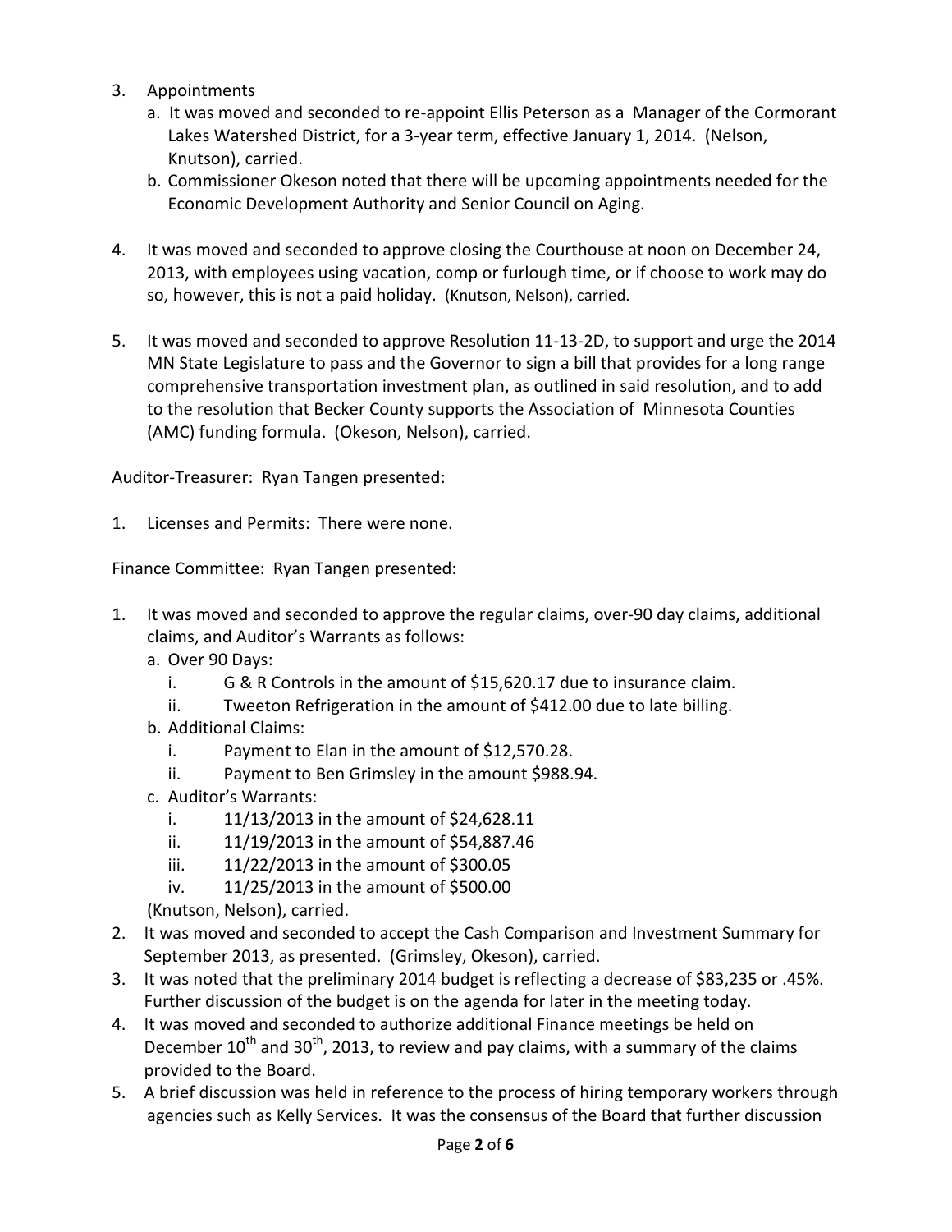3. Appointments
   a. It was moved and seconded to re-appoint Ellis Peterson as a Manager of the Cormorant Lakes Watershed District, for a 3-year term, effective January 1, 2014. (Nelson, Knutson), carried.
   b. Commissioner Okeson noted that there will be upcoming appointments needed for the Economic Development Authority and Senior Council on Aging.

4. It was moved and seconded to approve closing the Courthouse at noon on December 24, 2013, with employees using vacation, comp or furlough time, or if choose to work may do so, however, this is not a paid holiday. (Knutson, Nelson), carried.

5. It was moved and seconded to approve Resolution 11-13-2D, to support and urge the 2014 MN State Legislature to pass and the Governor to sign a bill that provides for a long range comprehensive transportation investment plan, as outlined in said resolution, and to add to the resolution that Becker County supports the Association of Minnesota Counties (AMC) funding formula. (Okeson, Nelson), carried.

Auditor-Treasurer: Ryan Tangen presented:

1. Licenses and Permits: There were none.

Finance Committee: Ryan Tangen presented:

1. It was moved and seconded to approve the regular claims, over-90 day claims, additional claims, and Auditor's Warrants as follows:
   a. Over 90 Days:
      i. G & R Controls in the amount of $15,620.17 due to insurance claim.
      ii. Tweeton Refrigeration in the amount of $412.00 due to late billing.
   b. Additional Claims:
      i. Payment to Elan in the amount of $12,570.28.
      ii. Payment to Ben Grimsley in the amount $988.94.
   c. Auditor's Warrants:
      i. 11/13/2013 in the amount of $24,628.11
      ii. 11/19/2013 in the amount of $54,887.46
      iii. 11/22/2013 in the amount of $300.05
      iv. 11/25/2013 in the amount of $500.00

   (Knutson, Nelson), carried.
2. It was moved and seconded to accept the Cash Comparison and Investment Summary for September 2013, as presented. (Grimsley, Okeson), carried.
3. It was noted that the preliminary 2014 budget is reflecting a decrease of $83,235 or .45%. Further discussion of the budget is on the agenda for later in the meeting today.
4. It was moved and seconded to authorize additional Finance meetings be held on December 10th and 30th, 2013, to review and pay claims, with a summary of the claims provided to the Board.
5. A brief discussion was held in reference to the process of hiring temporary workers through agencies such as Kelly Services. It was the consensus of the Board that further discussion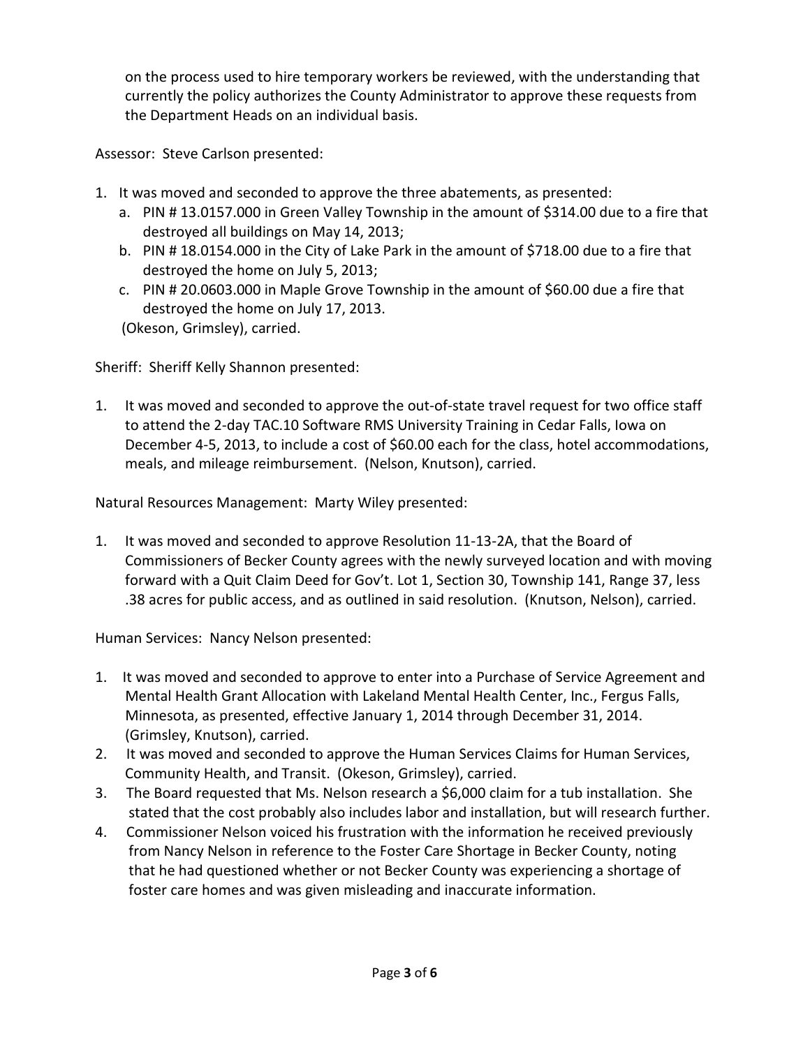on the process used to hire temporary workers be reviewed, with the understanding that currently the policy authorizes the County Administrator to approve these requests from the Department Heads on an individual basis.

Assessor: Steve Carlson presented:

1. It was moved and seconded to approve the three abatements, as presented:
   a. PIN # 13.0157.000 in Green Valley Township in the amount of $314.00 due to a fire that destroyed all buildings on May 14, 2013;
   b. PIN # 18.0154.000 in the City of Lake Park in the amount of $718.00 due to a fire that destroyed the home on July 5, 2013;
   c. PIN # 20.0603.000 in Maple Grove Township in the amount of $60.00 due a fire that destroyed the home on July 17, 2013.

   (Okeson, Grimsley), carried.

Sheriff: Sheriff Kelly Shannon presented:

1. It was moved and seconded to approve the out-of-state travel request for two office staff to attend the 2-day TAC.10 Software RMS University Training in Cedar Falls, Iowa on December 4-5, 2013, to include a cost of $60.00 each for the class, hotel accommodations, meals, and mileage reimbursement. (Nelson, Knutson), carried.

Natural Resources Management: Marty Wiley presented:

1. It was moved and seconded to approve Resolution 11-13-2A, that the Board of Commissioners of Becker County agrees with the newly surveyed location and with moving forward with a Quit Claim Deed for Gov't. Lot 1, Section 30, Township 141, Range 37, less .38 acres for public access, and as outlined in said resolution. (Knutson, Nelson), carried.

Human Services: Nancy Nelson presented:

1. It was moved and seconded to approve to enter into a Purchase of Service Agreement and Mental Health Grant Allocation with Lakeland Mental Health Center, Inc., Fergus Falls, Minnesota, as presented, effective January 1, 2014 through December 31, 2014. (Grimsley, Knutson), carried.
2. It was moved and seconded to approve the Human Services Claims for Human Services, Community Health, and Transit. (Okeson, Grimsley), carried.
3. The Board requested that Ms. Nelson research a $6,000 claim for a tub installation. She stated that the cost probably also includes labor and installation, but will research further.
4. Commissioner Nelson voiced his frustration with the information he received previously from Nancy Nelson in reference to the Foster Care Shortage in Becker County, noting that he had questioned whether or not Becker County was experiencing a shortage of foster care homes and was given misleading and inaccurate information.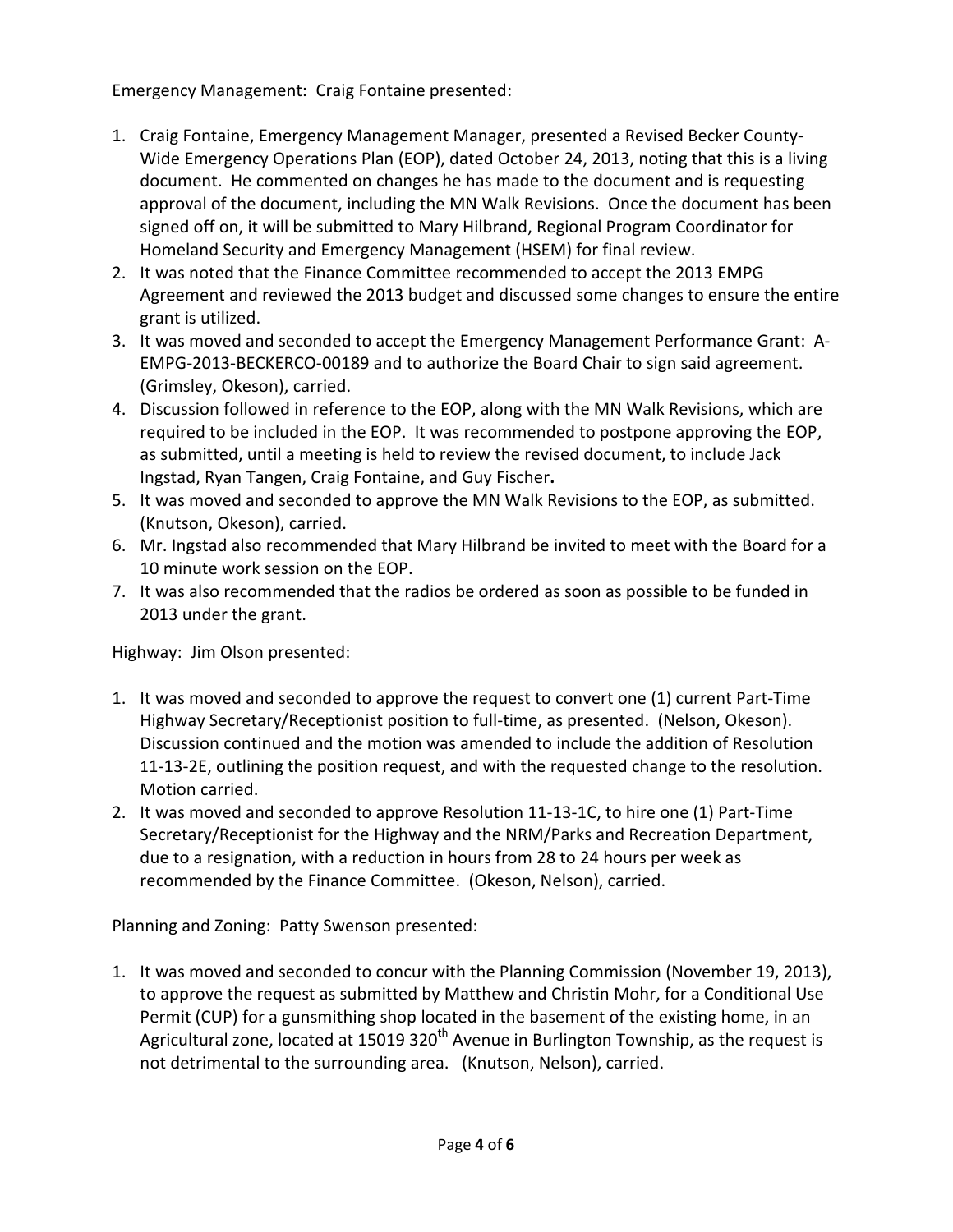Emergency Management: Craig Fontaine presented:

1. Craig Fontaine, Emergency Management Manager, presented a Revised Becker County-Wide Emergency Operations Plan (EOP), dated October 24, 2013, noting that this is a living document. He commented on changes he has made to the document and is requesting approval of the document, including the MN Walk Revisions. Once the document has been signed off on, it will be submitted to Mary Hilbrand, Regional Program Coordinator for Homeland Security and Emergency Management (HSEM) for final review.
2. It was noted that the Finance Committee recommended to accept the 2013 EMPG Agreement and reviewed the 2013 budget and discussed some changes to ensure the entire grant is utilized.
3. It was moved and seconded to accept the Emergency Management Performance Grant: A-EMPG-2013-BECKERCO-00189 and to authorize the Board Chair to sign said agreement. (Grimsley, Okeson), carried.
4. Discussion followed in reference to the EOP, along with the MN Walk Revisions, which are required to be included in the EOP. It was recommended to postpone approving the EOP, as submitted, until a meeting is held to review the revised document, to include Jack Ingstad, Ryan Tangen, Craig Fontaine, and Guy Fischer**.**
5. It was moved and seconded to approve the MN Walk Revisions to the EOP, as submitted. (Knutson, Okeson), carried.
6. Mr. Ingstad also recommended that Mary Hilbrand be invited to meet with the Board for a 10 minute work session on the EOP.
7. It was also recommended that the radios be ordered as soon as possible to be funded in 2013 under the grant.

Highway: Jim Olson presented:

1. It was moved and seconded to approve the request to convert one (1) current Part-Time Highway Secretary/Receptionist position to full-time, as presented. (Nelson, Okeson). Discussion continued and the motion was amended to include the addition of Resolution 11-13-2E, outlining the position request, and with the requested change to the resolution. Motion carried.
2. It was moved and seconded to approve Resolution 11-13-1C, to hire one (1) Part-Time Secretary/Receptionist for the Highway and the NRM/Parks and Recreation Department, due to a resignation, with a reduction in hours from 28 to 24 hours per week as recommended by the Finance Committee. (Okeson, Nelson), carried.

Planning and Zoning: Patty Swenson presented:

1. It was moved and seconded to concur with the Planning Commission (November 19, 2013), to approve the request as submitted by Matthew and Christin Mohr, for a Conditional Use Permit (CUP) for a gunsmithing shop located in the basement of the existing home, in an Agricultural zone, located at 15019 320th Avenue in Burlington Township, as the request is not detrimental to the surrounding area. (Knutson, Nelson), carried.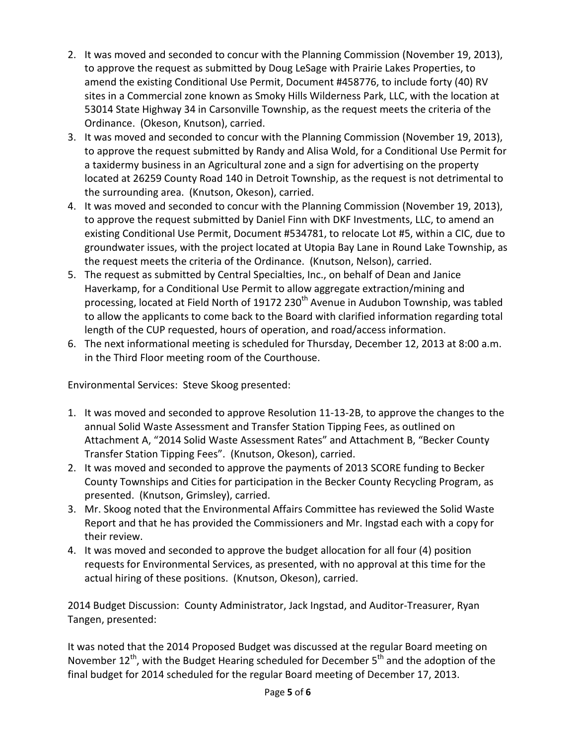2. It was moved and seconded to concur with the Planning Commission (November 19, 2013), to approve the request as submitted by Doug LeSage with Prairie Lakes Properties, to amend the existing Conditional Use Permit, Document #458776, to include forty (40) RV sites in a Commercial zone known as Smoky Hills Wilderness Park, LLC, with the location at 53014 State Highway 34 in Carsonville Township, as the request meets the criteria of the Ordinance. (Okeson, Knutson), carried.
3. It was moved and seconded to concur with the Planning Commission (November 19, 2013), to approve the request submitted by Randy and Alisa Wold, for a Conditional Use Permit for a taxidermy business in an Agricultural zone and a sign for advertising on the property located at 26259 County Road 140 in Detroit Township, as the request is not detrimental to the surrounding area. (Knutson, Okeson), carried.
4. It was moved and seconded to concur with the Planning Commission (November 19, 2013), to approve the request submitted by Daniel Finn with DKF Investments, LLC, to amend an existing Conditional Use Permit, Document #534781, to relocate Lot #5, within a CIC, due to groundwater issues, with the project located at Utopia Bay Lane in Round Lake Township, as the request meets the criteria of the Ordinance. (Knutson, Nelson), carried.
5. The request as submitted by Central Specialties, Inc., on behalf of Dean and Janice Haverkamp, for a Conditional Use Permit to allow aggregate extraction/mining and processing, located at Field North of 19172 230th Avenue in Audubon Township, was tabled to allow the applicants to come back to the Board with clarified information regarding total length of the CUP requested, hours of operation, and road/access information.
6. The next informational meeting is scheduled for Thursday, December 12, 2013 at 8:00 a.m. in the Third Floor meeting room of the Courthouse.

Environmental Services: Steve Skoog presented:

1. It was moved and seconded to approve Resolution 11-13-2B, to approve the changes to the annual Solid Waste Assessment and Transfer Station Tipping Fees, as outlined on Attachment A, "2014 Solid Waste Assessment Rates" and Attachment B, "Becker County Transfer Station Tipping Fees". (Knutson, Okeson), carried.
2. It was moved and seconded to approve the payments of 2013 SCORE funding to Becker County Townships and Cities for participation in the Becker County Recycling Program, as presented. (Knutson, Grimsley), carried.
3. Mr. Skoog noted that the Environmental Affairs Committee has reviewed the Solid Waste Report and that he has provided the Commissioners and Mr. Ingstad each with a copy for their review.
4. It was moved and seconded to approve the budget allocation for all four (4) position requests for Environmental Services, as presented, with no approval at this time for the actual hiring of these positions. (Knutson, Okeson), carried.

2014 Budget Discussion: County Administrator, Jack Ingstad, and Auditor-Treasurer, Ryan Tangen, presented:

It was noted that the 2014 Proposed Budget was discussed at the regular Board meeting on November 12th, with the Budget Hearing scheduled for December 5th and the adoption of the final budget for 2014 scheduled for the regular Board meeting of December 17, 2013.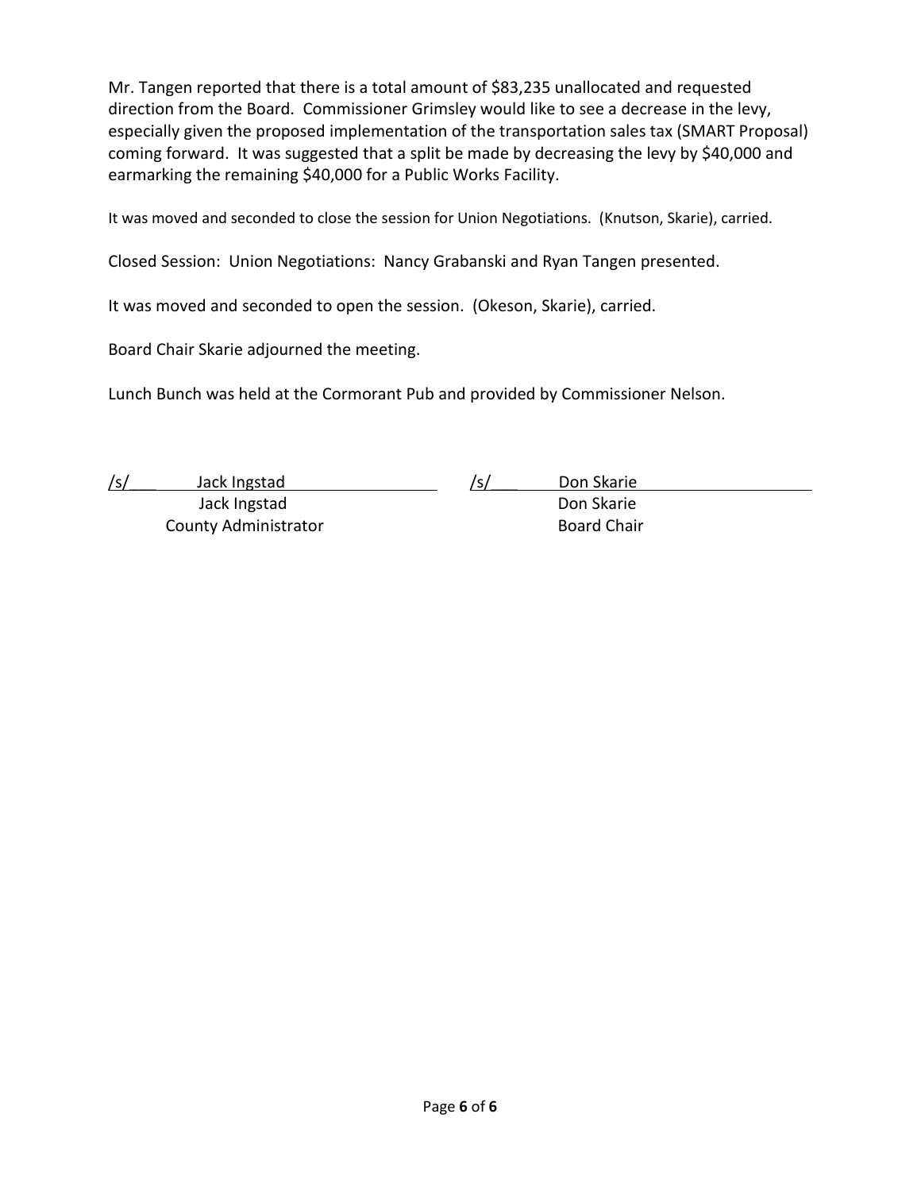Mr. Tangen reported that there is a total amount of $83,235 unallocated and requested direction from the Board. Commissioner Grimsley would like to see a decrease in the levy, especially given the proposed implementation of the transportation sales tax (SMART Proposal) coming forward. It was suggested that a split be made by decreasing the levy by $40,000 and earmarking the remaining $40,000 for a Public Works Facility.

It was moved and seconded to close the session for Union Negotiations. (Knutson, Skarie), carried.

Closed Session: Union Negotiations: Nancy Grabanski and Ryan Tangen presented.

It was moved and seconded to open the session. (Okeson, Skarie), carried.

Board Chair Skarie adjourned the meeting.

Lunch Bunch was held at the Cormorant Pub and provided by Commissioner Nelson.

| | |
|---|---|
| /s/___ Jack Ingstad | /s/___ Don Skarie |
| Jack Ingstad | Don Skarie |
| County Administrator | Board Chair |